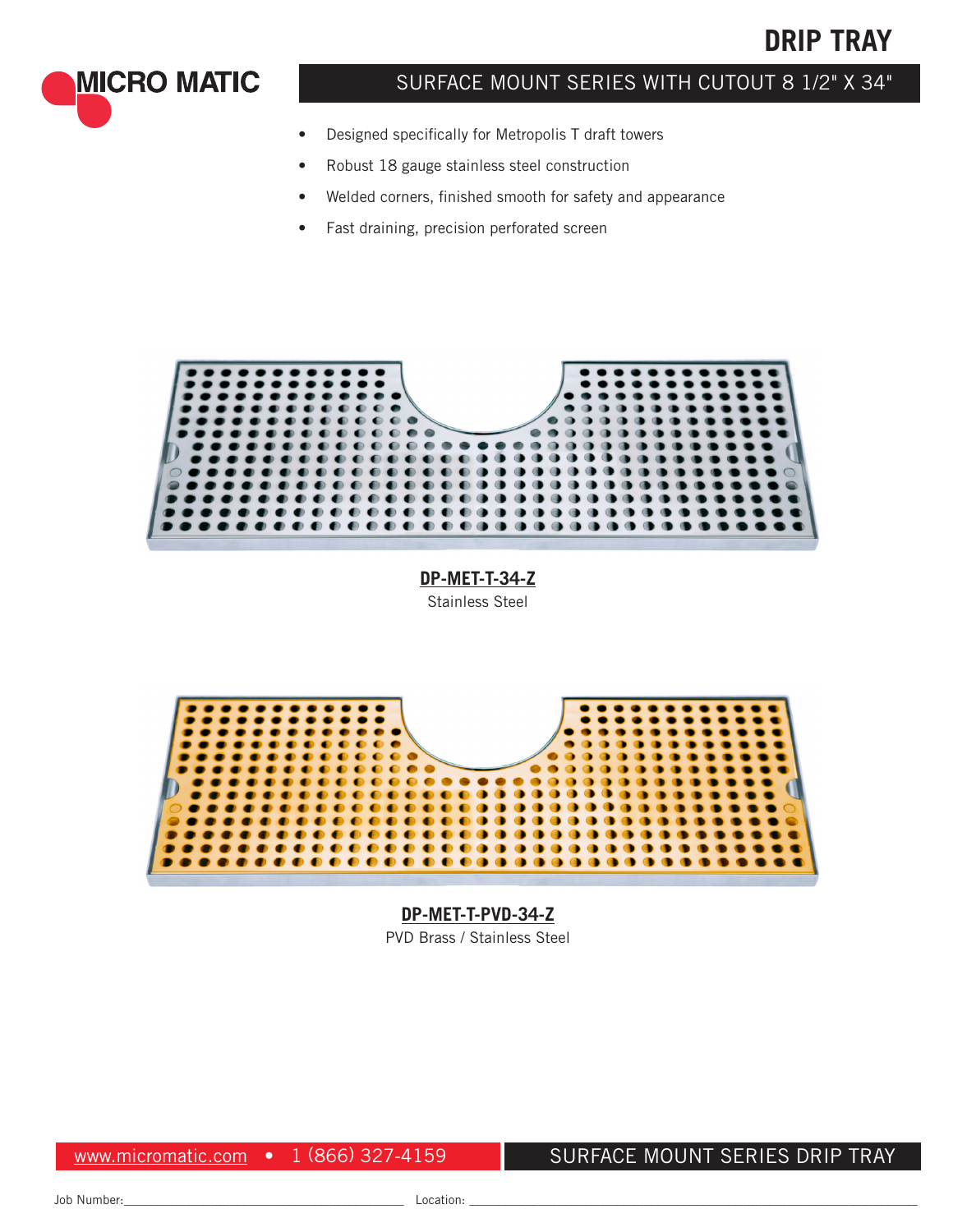# DRIP TRAY

MICRO MATIC

## SURFACE MOUNT SERIES WITH CUTOUT 8 1/2" X 34"

- Designed specifically for Metropolis T draft towers
- Robust 18 gauge stainless steel construction
- Welded corners, finished smooth for safety and appearance
- Fast draining, precision perforated screen

**DP-MET-T-34-Z**
Stainless Steel

**DP-MET-T-PVD-34-Z**
PVD Brass / Stainless Steel

www.micromatic.com • 1 (866) 327-4159

SURFACE MOUNT SERIES DRIP TRAY

Job Number:______________________________ Location: ______________________________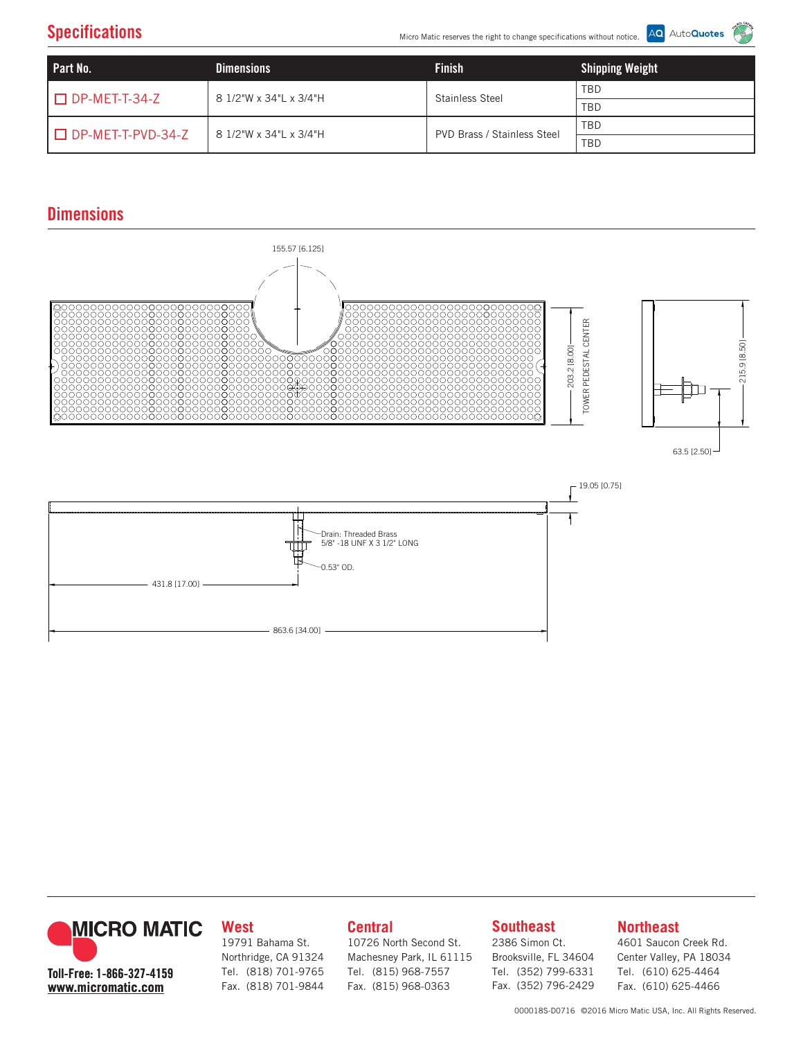## Specifications

Micro Matic reserves the right to change specifications without notice.

| Part No. | Dimensions | Finish | Shipping Weight |
|---|---|---|---|
| ☐ DP-MET-T-34-Z | 8 1/2"W x 34"L x 3/4"H | Stainless Steel | TBD |
| | | | TBD |
| ☐ DP-MET-T-PVD-34-Z | 8 1/2"W x 34"L x 3/4"H | PVD Brass / Stainless Steel | TBD |
| | | | TBD |

## Dimensions

155.57 [6.125]

203.2 [8.00]

TOWER PEDESTAL CENTER

215.9 [8.50]

63.5 [2.50]

19.05 [0.75]

Drain: Threaded Brass
5/8" -18 UNF X 3 1/2" LONG

0.53" OD.

431.8 [17.00]

863.6 [34.00]

**MICRO MATIC**

**Toll-Free: 1-866-327-4159**
**www.micromatic.com**

**West**
19791 Bahama St.
Northridge, CA 91324
Tel. (818) 701-9765
Fax. (818) 701-9844

**Central**
10726 North Second St.
Machesney Park, IL 61115
Tel. (815) 968-7557
Fax. (815) 968-0363

**Southeast**
2386 Simon Ct.
Brooksville, FL 34604
Tel. (352) 799-6331
Fax. (352) 796-2429

**Northeast**
4601 Saucon Creek Rd.
Center Valley, PA 18034
Tel. (610) 625-4464
Fax. (610) 625-4466

000018S-D0716 ©2016 Micro Matic USA, Inc. All Rights Reserved.